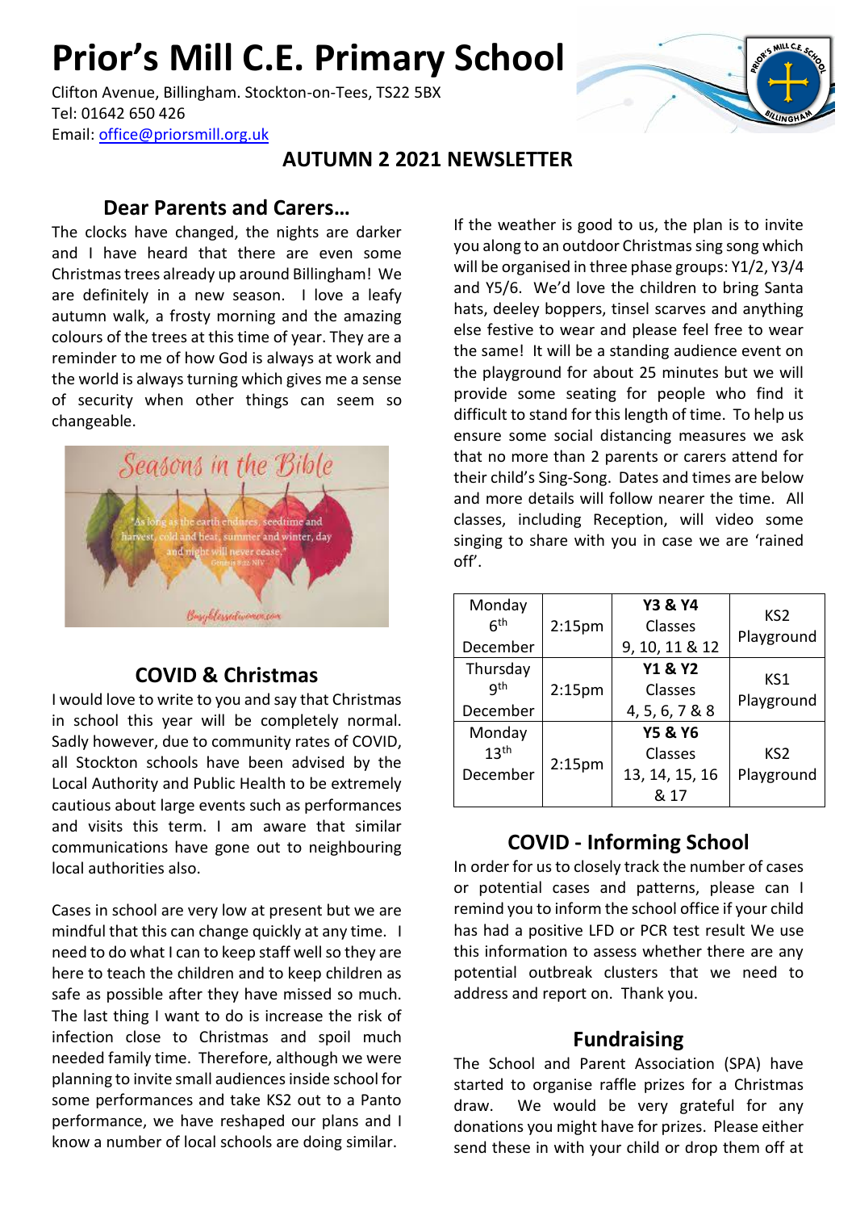# Prior's Mill C.E. Primary School

Clifton Avenue, Billingham. Stockton-on-Tees, TS22 5BX
Tel: 01642 650 426
Email: office@priorsmill.org.uk

## AUTUMN 2 2021 NEWSLETTER

### Dear Parents and Carers…

The clocks have changed, the nights are darker and I have heard that there are even some Christmas trees already up around Billingham! We are definitely in a new season. I love a leafy autumn walk, a frosty morning and the amazing colours of the trees at this time of year. They are a reminder to me of how God is always at work and the world is always turning which gives me a sense of security when other things can seem so changeable.

### COVID & Christmas

I would love to write to you and say that Christmas in school this year will be completely normal. Sadly however, due to community rates of COVID, all Stockton schools have been advised by the Local Authority and Public Health to be extremely cautious about large events such as performances and visits this term. I am aware that similar communications have gone out to neighbouring local authorities also.

Cases in school are very low at present but we are mindful that this can change quickly at any time. I need to do what I can to keep staff well so they are here to teach the children and to keep children as safe as possible after they have missed so much. The last thing I want to do is increase the risk of infection close to Christmas and spoil much needed family time. Therefore, although we were planning to invite small audiences inside school for some performances and take KS2 out to a Panto performance, we have reshaped our plans and I know a number of local schools are doing similar.

If the weather is good to us, the plan is to invite you along to an outdoor Christmas sing song which will be organised in three phase groups: Y1/2, Y3/4 and Y5/6. We'd love the children to bring Santa hats, deeley boppers, tinsel scarves and anything else festive to wear and please feel free to wear the same! It will be a standing audience event on the playground for about 25 minutes but we will provide some seating for people who find it difficult to stand for this length of time. To help us ensure some social distancing measures we ask that no more than 2 parents or carers attend for their child's Sing-Song. Dates and times are below and more details will follow nearer the time. All classes, including Reception, will video some singing to share with you in case we are 'rained off'.

| Date | Time | Classes | Location |
|---|---|---|---|
| Monday 6th December | 2:15pm | **Y3 & Y4** Classes 9, 10, 11 & 12 | KS2 Playground |
| Thursday 9th December | 2:15pm | **Y1 & Y2** Classes 4, 5, 6, 7 & 8 | KS1 Playground |
| Monday 13th December | 2:15pm | **Y5 & Y6** Classes 13, 14, 15, 16 & 17 | KS2 Playground |

### COVID - Informing School

In order for us to closely track the number of cases or potential cases and patterns, please can I remind you to inform the school office if your child has had a positive LFD or PCR test result We use this information to assess whether there are any potential outbreak clusters that we need to address and report on. Thank you.

### Fundraising

The School and Parent Association (SPA) have started to organise raffle prizes for a Christmas draw. We would be very grateful for any donations you might have for prizes. Please either send these in with your child or drop them off at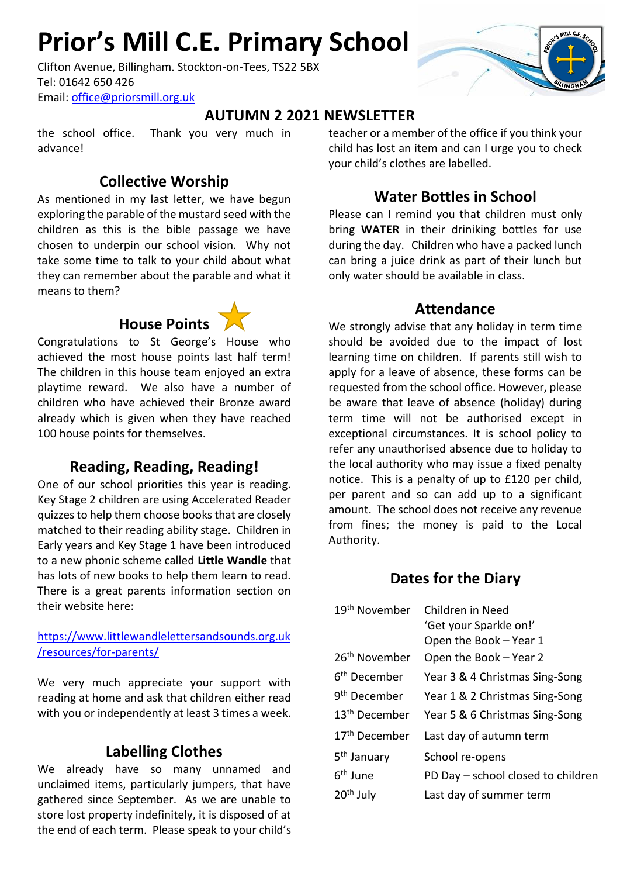# Prior's Mill C.E. Primary School

Clifton Avenue, Billingham. Stockton-on-Tees, TS22 5BX
Tel: 01642 650 426
Email: office@priorsmill.org.uk

## AUTUMN 2 2021 NEWSLETTER

the school office. Thank you very much in advance!

### Collective Worship

As mentioned in my last letter, we have begun exploring the parable of the mustard seed with the children as this is the bible passage we have chosen to underpin our school vision. Why not take some time to talk to your child about what they can remember about the parable and what it means to them?

### House Points

Congratulations to St George's House who achieved the most house points last half term! The children in this house team enjoyed an extra playtime reward. We also have a number of children who have achieved their Bronze award already which is given when they have reached 100 house points for themselves.

### Reading, Reading, Reading!

One of our school priorities this year is reading. Key Stage 2 children are using Accelerated Reader quizzes to help them choose books that are closely matched to their reading ability stage. Children in Early years and Key Stage 1 have been introduced to a new phonic scheme called **Little Wandle** that has lots of new books to help them learn to read. There is a great parents information section on their website here:

https://www.littlewandlelettersandsounds.org.uk/resources/for-parents/

We very much appreciate your support with reading at home and ask that children either read with you or independently at least 3 times a week.

### Labelling Clothes

We already have so many unnamed and unclaimed items, particularly jumpers, that have gathered since September. As we are unable to store lost property indefinitely, it is disposed of at the end of each term. Please speak to your child's teacher or a member of the office if you think your child has lost an item and can I urge you to check your child's clothes are labelled.

### Water Bottles in School

Please can I remind you that children must only bring **WATER** in their driniking bottles for use during the day. Children who have a packed lunch can bring a juice drink as part of their lunch but only water should be available in class.

### Attendance

We strongly advise that any holiday in term time should be avoided due to the impact of lost learning time on children. If parents still wish to apply for a leave of absence, these forms can be requested from the school office. However, please be aware that leave of absence (holiday) during term time will not be authorised except in exceptional circumstances. It is school policy to refer any unauthorised absence due to holiday to the local authority who may issue a fixed penalty notice. This is a penalty of up to £120 per child, per parent and so can add up to a significant amount. The school does not receive any revenue from fines; the money is paid to the Local Authority.

### Dates for the Diary

| | |
|---|---|
| 19th November | Children in Need 'Get your Sparkle on!' Open the Book – Year 1 |
| 26th November | Open the Book – Year 2 |
| 6th December | Year 3 & 4 Christmas Sing-Song |
| 9th December | Year 1 & 2 Christmas Sing-Song |
| 13th December | Year 5 & 6 Christmas Sing-Song |
| 17th December | Last day of autumn term |
| 5th January | School re-opens |
| 6th June | PD Day – school closed to children |
| 20th July | Last day of summer term |